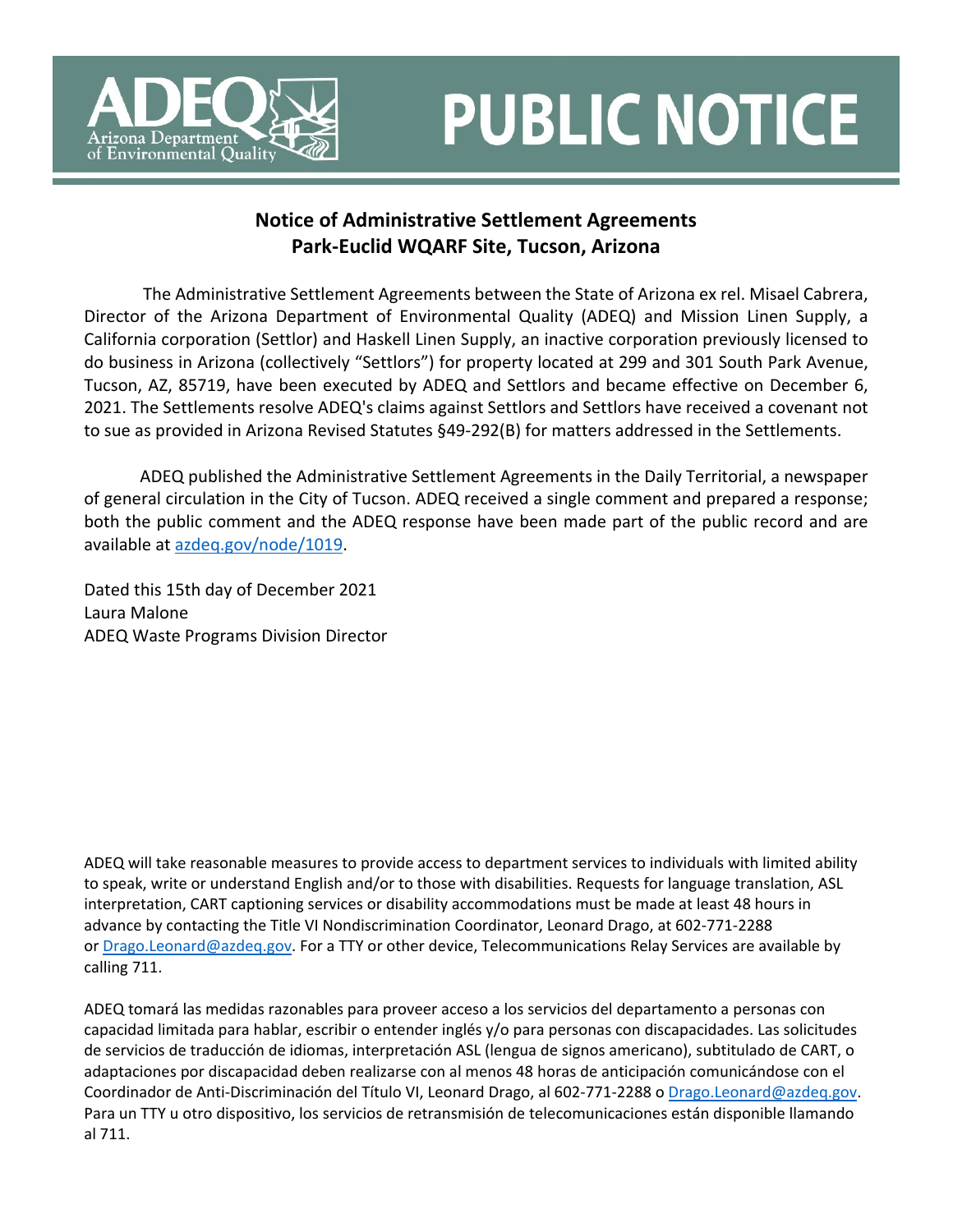# PUBLIC NOTICE

ADEQ
Arizona Department of Environmental Quality

## Notice of Administrative Settlement Agreements
## Park-Euclid WQARF Site, Tucson, Arizona

The Administrative Settlement Agreements between the State of Arizona ex rel. Misael Cabrera, Director of the Arizona Department of Environmental Quality (ADEQ) and Mission Linen Supply, a California corporation (Settlor) and Haskell Linen Supply, an inactive corporation previously licensed to do business in Arizona (collectively "Settlors") for property located at 299 and 301 South Park Avenue, Tucson, AZ, 85719, have been executed by ADEQ and Settlors and became effective on December 6, 2021. The Settlements resolve ADEQ's claims against Settlors and Settlors have received a covenant not to sue as provided in Arizona Revised Statutes §49-292(B) for matters addressed in the Settlements.

ADEQ published the Administrative Settlement Agreements in the Daily Territorial, a newspaper of general circulation in the City of Tucson. ADEQ received a single comment and prepared a response; both the public comment and the ADEQ response have been made part of the public record and are available at azdeq.gov/node/1019.

Dated this 15th day of December 2021
Laura Malone
ADEQ Waste Programs Division Director

ADEQ will take reasonable measures to provide access to department services to individuals with limited ability to speak, write or understand English and/or to those with disabilities. Requests for language translation, ASL interpretation, CART captioning services or disability accommodations must be made at least 48 hours in advance by contacting the Title VI Nondiscrimination Coordinator, Leonard Drago, at 602-771-2288 or Drago.Leonard@azdeq.gov. For a TTY or other device, Telecommunications Relay Services are available by calling 711.

ADEQ tomará las medidas razonables para proveer acceso a los servicios del departamento a personas con capacidad limitada para hablar, escribir o entender inglés y/o para personas con discapacidades. Las solicitudes de servicios de traducción de idiomas, interpretación ASL (lengua de signos americano), subtitulado de CART, o adaptaciones por discapacidad deben realizarse con al menos 48 horas de anticipación comunicándose con el Coordinador de Anti-Discriminación del Título VI, Leonard Drago, al 602-771-2288 o Drago.Leonard@azdeq.gov. Para un TTY u otro dispositivo, los servicios de retransmisión de telecomunicaciones están disponible llamando al 711.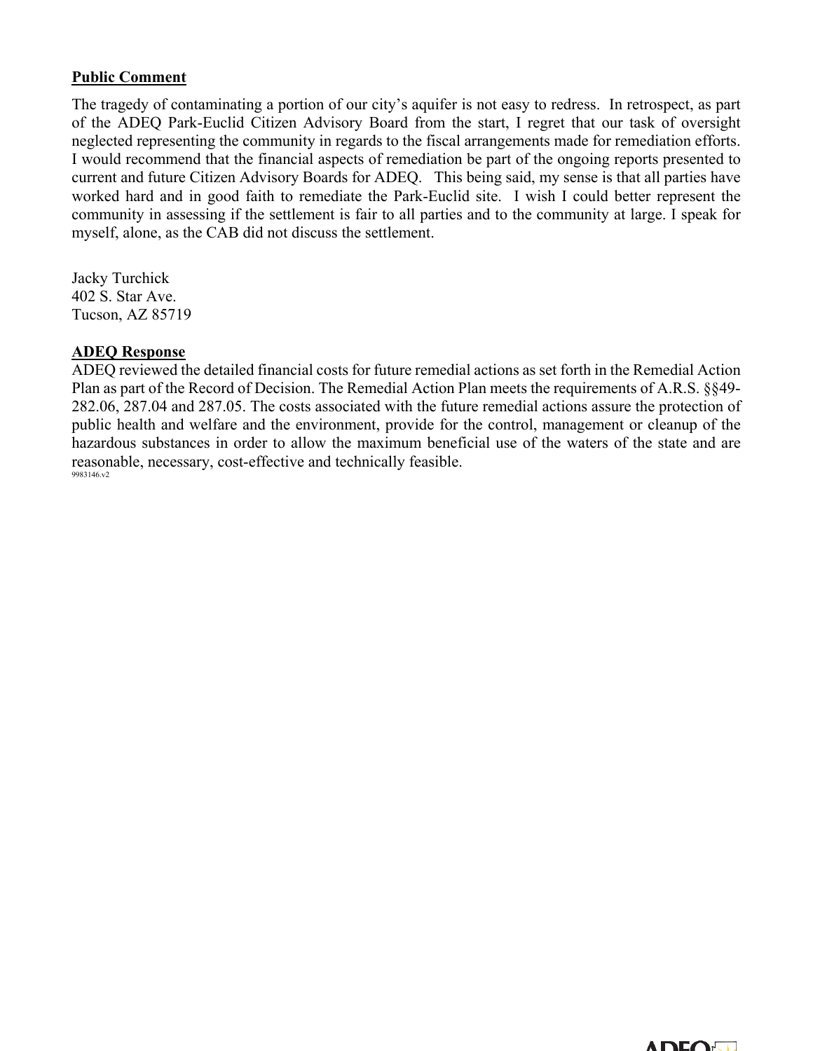**Public Comment**

The tragedy of contaminating a portion of our city's aquifer is not easy to redress. In retrospect, as part of the ADEQ Park-Euclid Citizen Advisory Board from the start, I regret that our task of oversight neglected representing the community in regards to the fiscal arrangements made for remediation efforts. I would recommend that the financial aspects of remediation be part of the ongoing reports presented to current and future Citizen Advisory Boards for ADEQ. This being said, my sense is that all parties have worked hard and in good faith to remediate the Park-Euclid site. I wish I could better represent the community in assessing if the settlement is fair to all parties and to the community at large. I speak for myself, alone, as the CAB did not discuss the settlement.

Jacky Turchick
402 S. Star Ave.
Tucson, AZ 85719

**ADEQ Response**

ADEQ reviewed the detailed financial costs for future remedial actions as set forth in the Remedial Action Plan as part of the Record of Decision. The Remedial Action Plan meets the requirements of A.R.S. §§49-282.06, 287.04 and 287.05. The costs associated with the future remedial actions assure the protection of public health and welfare and the environment, provide for the control, management or cleanup of the hazardous substances in order to allow the maximum beneficial use of the waters of the state and are reasonable, necessary, cost-effective and technically feasible.

9983146.v2